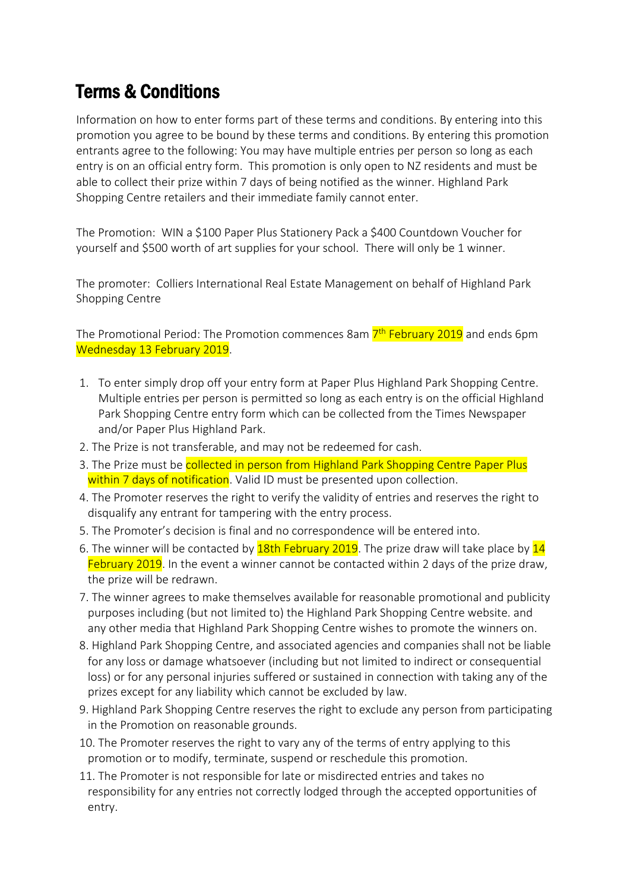# Terms & Conditions

Information on how to enter forms part of these terms and conditions. By entering into this promotion you agree to be bound by these terms and conditions. By entering this promotion entrants agree to the following: You may have multiple entries per person so long as each entry is on an official entry form. This promotion is only open to NZ residents and must be able to collect their prize within 7 days of being notified as the winner. Highland Park Shopping Centre retailers and their immediate family cannot enter.

The Promotion: WIN a $100 Paper Plus Stationery Pack a $400 Countdown Voucher for yourself and $500 worth of art supplies for your school. There will only be 1 winner.

The promoter: Colliers International Real Estate Management on behalf of Highland Park Shopping Centre

The Promotional Period: The Promotion commences 8am 7th February 2019 and ends 6pm Wednesday 13 February 2019.

1. To enter simply drop off your entry form at Paper Plus Highland Park Shopping Centre. Multiple entries per person is permitted so long as each entry is on the official Highland Park Shopping Centre entry form which can be collected from the Times Newspaper and/or Paper Plus Highland Park.
2. The Prize is not transferable, and may not be redeemed for cash.
3. The Prize must be collected in person from Highland Park Shopping Centre Paper Plus within 7 days of notification. Valid ID must be presented upon collection.
4. The Promoter reserves the right to verify the validity of entries and reserves the right to disqualify any entrant for tampering with the entry process.
5. The Promoter's decision is final and no correspondence will be entered into.
6. The winner will be contacted by 18th February 2019. The prize draw will take place by 14 February 2019. In the event a winner cannot be contacted within 2 days of the prize draw, the prize will be redrawn.
7. The winner agrees to make themselves available for reasonable promotional and publicity purposes including (but not limited to) the Highland Park Shopping Centre website. and any other media that Highland Park Shopping Centre wishes to promote the winners on.
8. Highland Park Shopping Centre, and associated agencies and companies shall not be liable for any loss or damage whatsoever (including but not limited to indirect or consequential loss) or for any personal injuries suffered or sustained in connection with taking any of the prizes except for any liability which cannot be excluded by law.
9. Highland Park Shopping Centre reserves the right to exclude any person from participating in the Promotion on reasonable grounds.
10. The Promoter reserves the right to vary any of the terms of entry applying to this promotion or to modify, terminate, suspend or reschedule this promotion.
11. The Promoter is not responsible for late or misdirected entries and takes no responsibility for any entries not correctly lodged through the accepted opportunities of entry.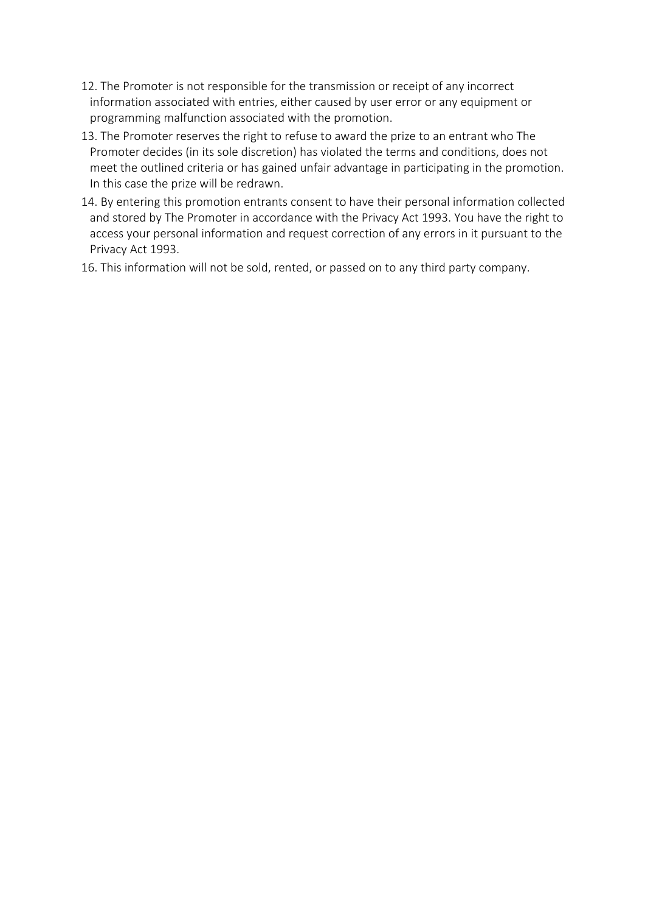12. The Promoter is not responsible for the transmission or receipt of any incorrect information associated with entries, either caused by user error or any equipment or programming malfunction associated with the promotion.
13. The Promoter reserves the right to refuse to award the prize to an entrant who The Promoter decides (in its sole discretion) has violated the terms and conditions, does not meet the outlined criteria or has gained unfair advantage in participating in the promotion. In this case the prize will be redrawn.
14. By entering this promotion entrants consent to have their personal information collected and stored by The Promoter in accordance with the Privacy Act 1993. You have the right to access your personal information and request correction of any errors in it pursuant to the Privacy Act 1993.
16. This information will not be sold, rented, or passed on to any third party company.